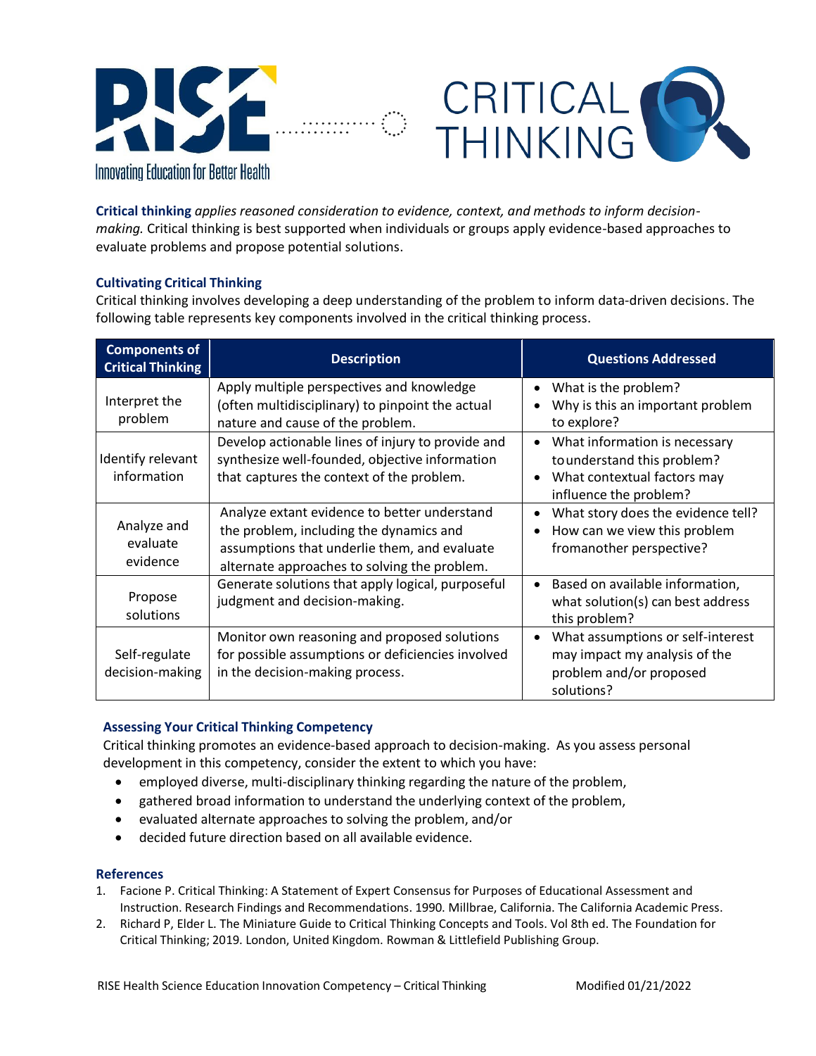# RISE

Innovating Education for Better Health

# CRITICAL THINKING

**Critical thinking** *applies reasoned consideration to evidence, context, and methods to inform decision-making.* Critical thinking is best supported when individuals or groups apply evidence-based approaches to evaluate problems and propose potential solutions.

### Cultivating Critical Thinking

Critical thinking involves developing a deep understanding of the problem to inform data-driven decisions. The following table represents key components involved in the critical thinking process.

| Components of Critical Thinking | Description | Questions Addressed |
|---|---|---|
| Interpret the problem | Apply multiple perspectives and knowledge (often multidisciplinary) to pinpoint the actual nature and cause of the problem. | • What is the problem?<br>• Why is this an important problem to explore? |
| Identify relevant information | Develop actionable lines of injury to provide and synthesize well-founded, objective information that captures the context of the problem. | • What information is necessary tounderstand this problem?<br>• What contextual factors may influence the problem? |
| Analyze and evaluate evidence | Analyze extant evidence to better understand the problem, including the dynamics and assumptions that underlie them, and evaluate alternate approaches to solving the problem. | • What story does the evidence tell?<br>• How can we view this problem fromanother perspective? |
| Propose solutions | Generate solutions that apply logical, purposeful judgment and decision-making. | • Based on available information, what solution(s) can best address this problem? |
| Self-regulate decision-making | Monitor own reasoning and proposed solutions for possible assumptions or deficiencies involved in the decision-making process. | • What assumptions or self-interest may impact my analysis of the problem and/or proposed solutions? |

### Assessing Your Critical Thinking Competency

Critical thinking promotes an evidence-based approach to decision-making. As you assess personal development in this competency, consider the extent to which you have:

- employed diverse, multi-disciplinary thinking regarding the nature of the problem,
- gathered broad information to understand the underlying context of the problem,
- evaluated alternate approaches to solving the problem, and/or
- decided future direction based on all available evidence.

### References

1. Facione P. Critical Thinking: A Statement of Expert Consensus for Purposes of Educational Assessment and Instruction. Research Findings and Recommendations. 1990. Millbrae, California. The California Academic Press.
2. Richard P, Elder L. The Miniature Guide to Critical Thinking Concepts and Tools. Vol 8th ed. The Foundation for Critical Thinking; 2019. London, United Kingdom. Rowman & Littlefield Publishing Group.

RISE Health Science Education Innovation Competency – Critical Thinking Modified 01/21/2022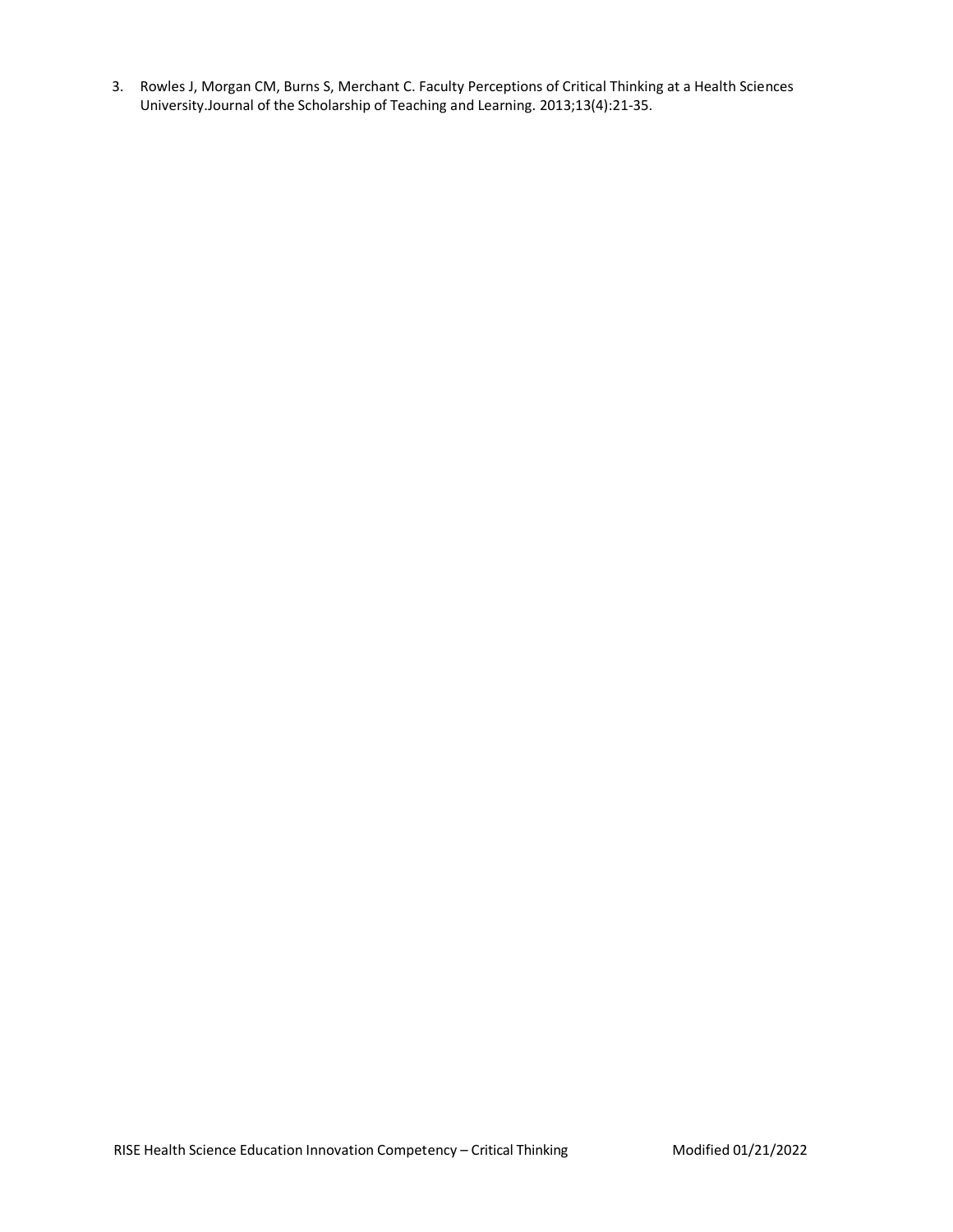3. Rowles J, Morgan CM, Burns S, Merchant C. Faculty Perceptions of Critical Thinking at a Health Sciences University.Journal of the Scholarship of Teaching and Learning. 2013;13(4):21-35.